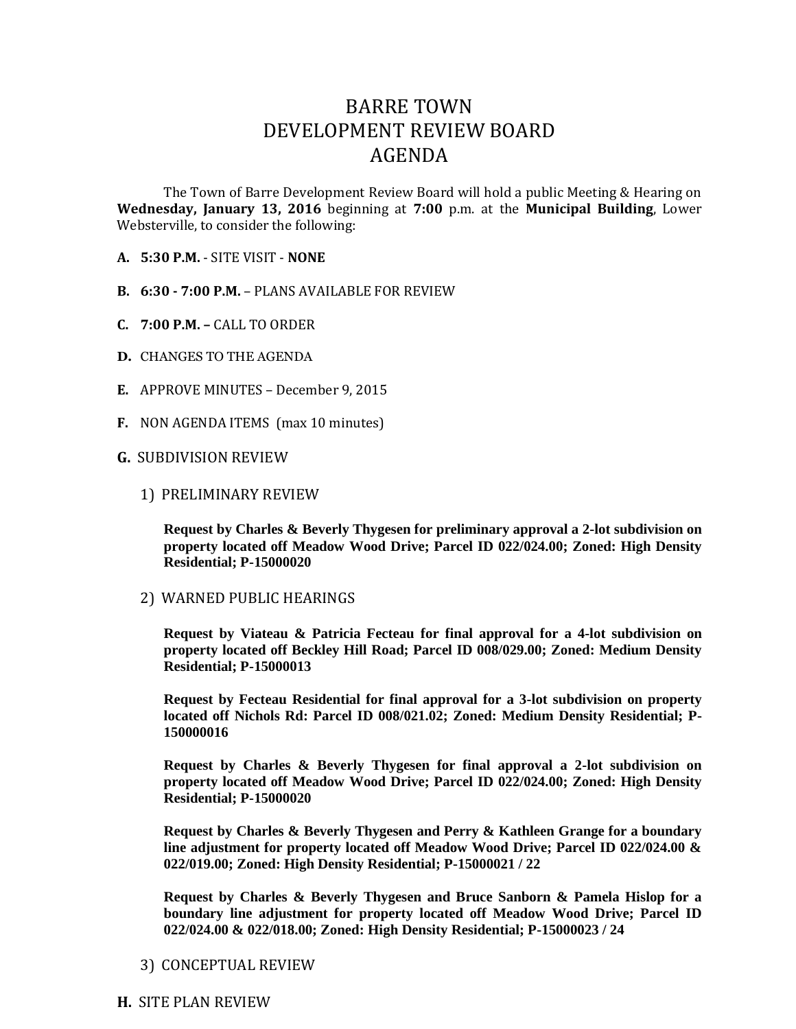# BARRE TOWN
# DEVELOPMENT REVIEW BOARD
# AGENDA

The Town of Barre Development Review Board will hold a public Meeting & Hearing on **Wednesday, January 13, 2016** beginning at **7:00** p.m. at the **Municipal Building**, Lower Websterville, to consider the following:

**A. 5:30 P.M.** - SITE VISIT - **NONE**

**B. 6:30 - 7:00 P.M.** – PLANS AVAILABLE FOR REVIEW

**C. 7:00 P.M. –** CALL TO ORDER

**D.** CHANGES TO THE AGENDA

**E.** APPROVE MINUTES – December 9, 2015

**F.** NON AGENDA ITEMS (max 10 minutes)

**G.** SUBDIVISION REVIEW

1) PRELIMINARY REVIEW

**Request by Charles & Beverly Thygesen for preliminary approval a 2-lot subdivision on property located off Meadow Wood Drive; Parcel ID 022/024.00; Zoned: High Density Residential; P-15000020**

2) WARNED PUBLIC HEARINGS

**Request by Viateau & Patricia Fecteau for final approval for a 4-lot subdivision on property located off Beckley Hill Road; Parcel ID 008/029.00; Zoned: Medium Density Residential; P-15000013**

**Request by Fecteau Residential for final approval for a 3-lot subdivision on property located off Nichols Rd: Parcel ID 008/021.02; Zoned: Medium Density Residential; P-150000016**

**Request by Charles & Beverly Thygesen for final approval a 2-lot subdivision on property located off Meadow Wood Drive; Parcel ID 022/024.00; Zoned: High Density Residential; P-15000020**

**Request by Charles & Beverly Thygesen and Perry & Kathleen Grange for a boundary line adjustment for property located off Meadow Wood Drive; Parcel ID 022/024.00 & 022/019.00; Zoned: High Density Residential; P-15000021 / 22**

**Request by Charles & Beverly Thygesen and Bruce Sanborn & Pamela Hislop for a boundary line adjustment for property located off Meadow Wood Drive; Parcel ID 022/024.00 & 022/018.00; Zoned: High Density Residential; P-15000023 / 24**

3) CONCEPTUAL REVIEW

**H.** SITE PLAN REVIEW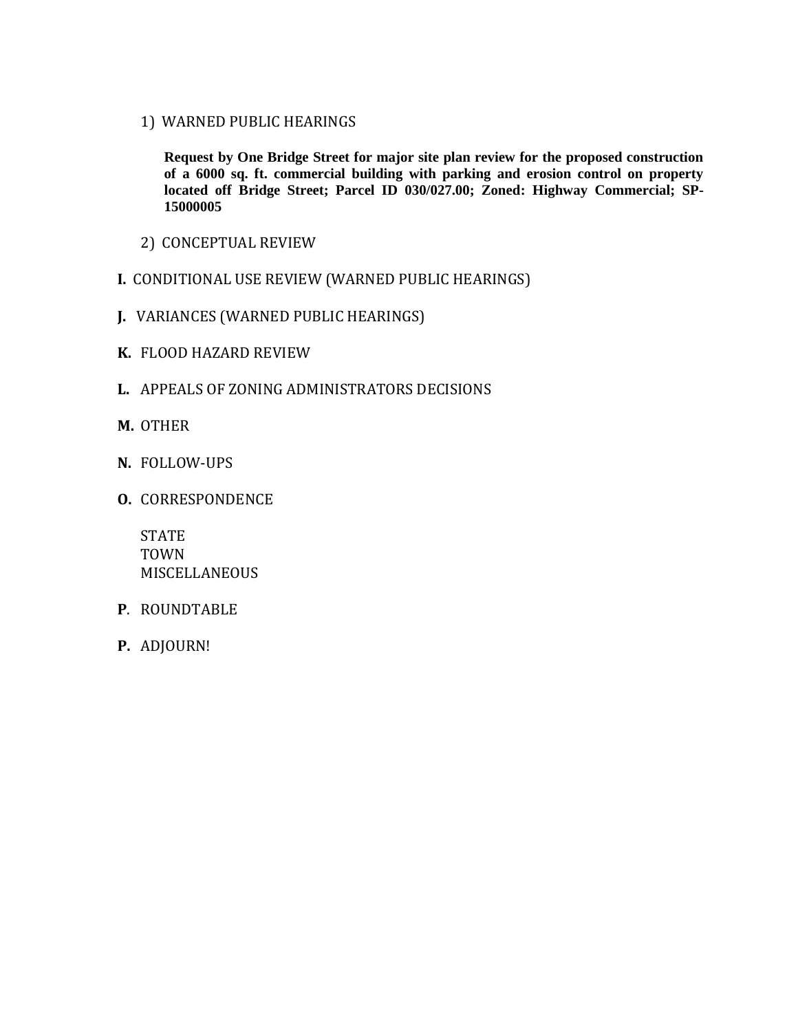1) WARNED PUBLIC HEARINGS

**Request by One Bridge Street for major site plan review for the proposed construction of a 6000 sq. ft. commercial building with parking and erosion control on property located off Bridge Street; Parcel ID 030/027.00; Zoned: Highway Commercial; SP-15000005**

2) CONCEPTUAL REVIEW

**I.** CONDITIONAL USE REVIEW (WARNED PUBLIC HEARINGS)

**J.** VARIANCES (WARNED PUBLIC HEARINGS)

**K.** FLOOD HAZARD REVIEW

**L.** APPEALS OF ZONING ADMINISTRATORS DECISIONS

**M.** OTHER

**N.** FOLLOW-UPS

**O.** CORRESPONDENCE

STATE
TOWN
MISCELLANEOUS

**P**. ROUNDTABLE

**P.** ADJOURN!